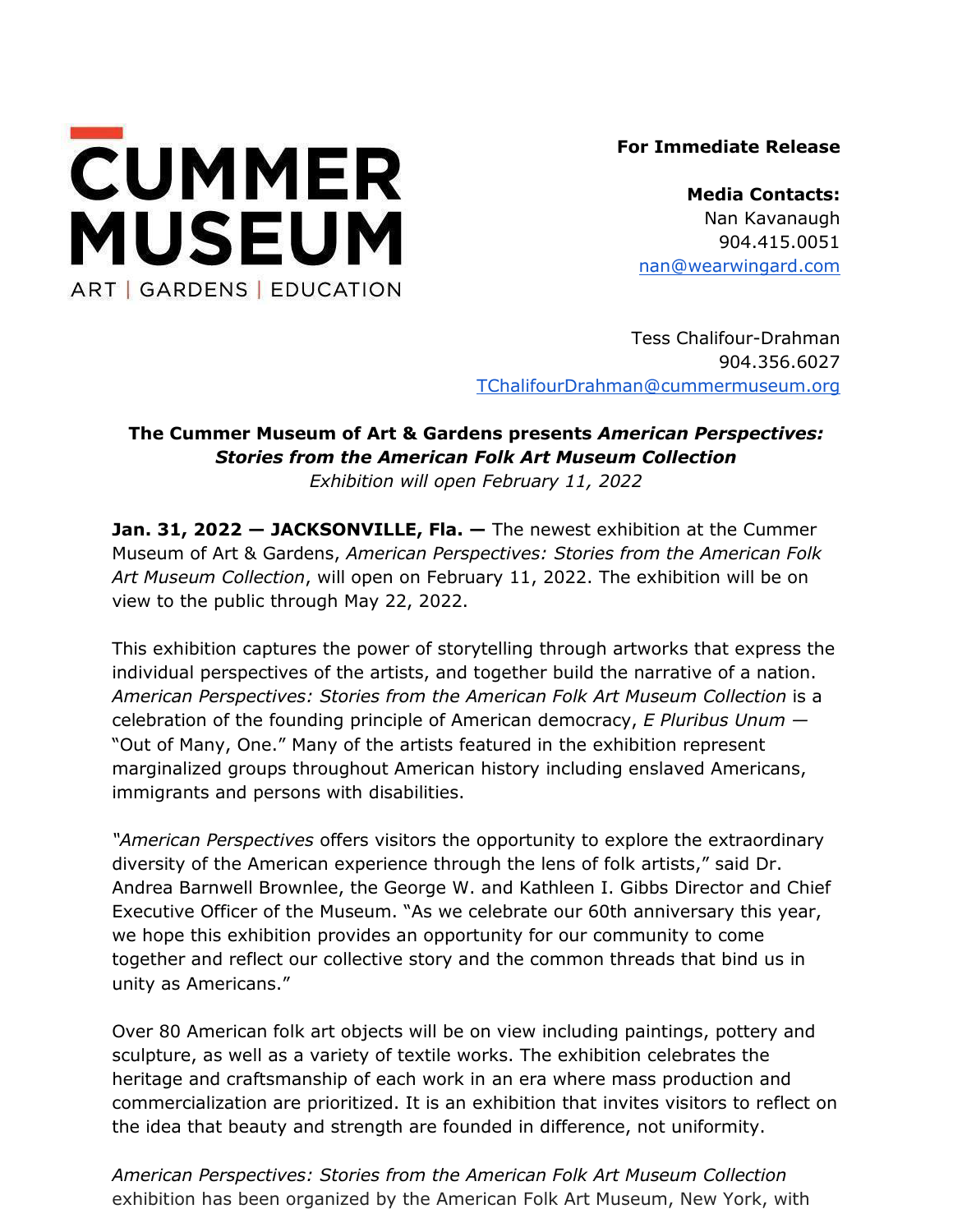CUMMER MUSEUM

ART | GARDENS | EDUCATION

**For Immediate Release**

**Media Contacts:**
Nan Kavanaugh
904.415.0051
nan@wearwingard.com

Tess Chalifour-Drahman
904.356.6027
TChalifourDrahman@cummermuseum.org

**The Cummer Museum of Art & Gardens presents *American Perspectives: Stories from the American Folk Art Museum Collection***
*Exhibition will open February 11, 2022*

**Jan. 31, 2022 — JACKSONVILLE, Fla. —** The newest exhibition at the Cummer Museum of Art & Gardens, *American Perspectives: Stories from the American Folk Art Museum Collection*, will open on February 11, 2022. The exhibition will be on view to the public through May 22, 2022.

This exhibition captures the power of storytelling through artworks that express the individual perspectives of the artists, and together build the narrative of a nation. *American Perspectives: Stories from the American Folk Art Museum Collection* is a celebration of the founding principle of American democracy, *E Pluribus Unum* — "Out of Many, One." Many of the artists featured in the exhibition represent marginalized groups throughout American history including enslaved Americans, immigrants and persons with disabilities.

*"American Perspectives* offers visitors the opportunity to explore the extraordinary diversity of the American experience through the lens of folk artists," said Dr. Andrea Barnwell Brownlee, the George W. and Kathleen I. Gibbs Director and Chief Executive Officer of the Museum. "As we celebrate our 60th anniversary this year, we hope this exhibition provides an opportunity for our community to come together and reflect our collective story and the common threads that bind us in unity as Americans."

Over 80 American folk art objects will be on view including paintings, pottery and sculpture, as well as a variety of textile works. The exhibition celebrates the heritage and craftsmanship of each work in an era where mass production and commercialization are prioritized. It is an exhibition that invites visitors to reflect on the idea that beauty and strength are founded in difference, not uniformity.

*American Perspectives: Stories from the American Folk Art Museum Collection* exhibition has been organized by the American Folk Art Museum, New York, with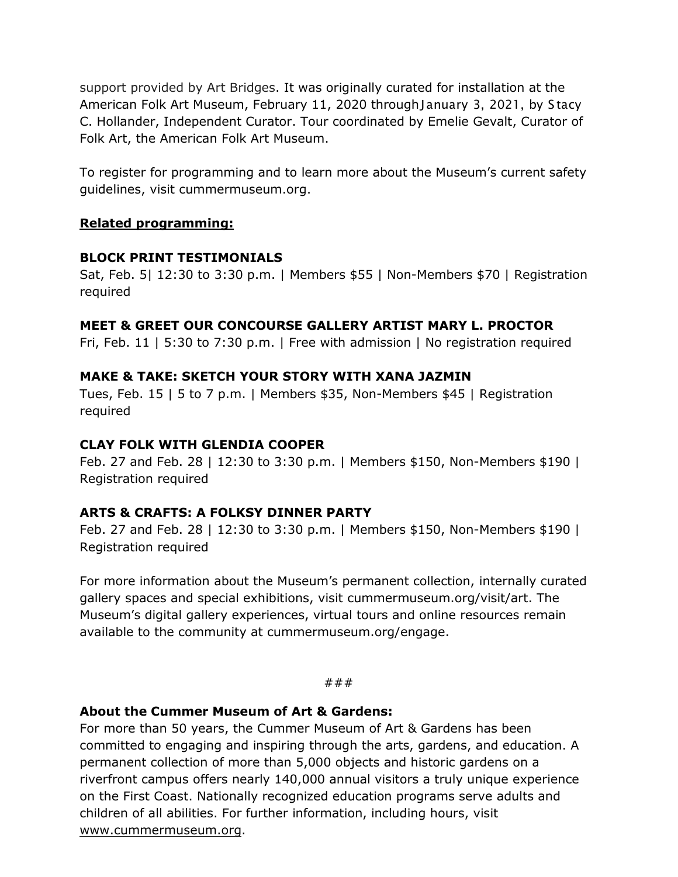support provided by Art Bridges. It was originally curated for installation at the American Folk Art Museum, February 11, 2020 through January 3, 2021, by Stacy C. Hollander, Independent Curator. Tour coordinated by Emelie Gevalt, Curator of Folk Art, the American Folk Art Museum.

To register for programming and to learn more about the Museum's current safety guidelines, visit cummermuseum.org.

**Related programming:**

**BLOCK PRINT TESTIMONIALS**
Sat, Feb. 5| 12:30 to 3:30 p.m. | Members $55 | Non-Members $70 | Registration required

**MEET & GREET OUR CONCOURSE GALLERY ARTIST MARY L. PROCTOR**
Fri, Feb. 11 | 5:30 to 7:30 p.m. | Free with admission | No registration required

**MAKE & TAKE: SKETCH YOUR STORY WITH XANA JAZMIN**
Tues, Feb. 15 | 5 to 7 p.m. | Members $35, Non-Members $45 | Registration required

**CLAY FOLK WITH GLENDIA COOPER**
Feb. 27 and Feb. 28 | 12:30 to 3:30 p.m. | Members $150, Non-Members $190 | Registration required

**ARTS & CRAFTS: A FOLKSY DINNER PARTY**
Feb. 27 and Feb. 28 | 12:30 to 3:30 p.m. | Members $150, Non-Members $190 | Registration required

For more information about the Museum's permanent collection, internally curated gallery spaces and special exhibitions, visit cummermuseum.org/visit/art. The Museum's digital gallery experiences, virtual tours and online resources remain available to the community at cummermuseum.org/engage.

###

**About the Cummer Museum of Art & Gardens:**
For more than 50 years, the Cummer Museum of Art & Gardens has been committed to engaging and inspiring through the arts, gardens, and education. A permanent collection of more than 5,000 objects and historic gardens on a riverfront campus offers nearly 140,000 annual visitors a truly unique experience on the First Coast. Nationally recognized education programs serve adults and children of all abilities. For further information, including hours, visit www.cummermuseum.org.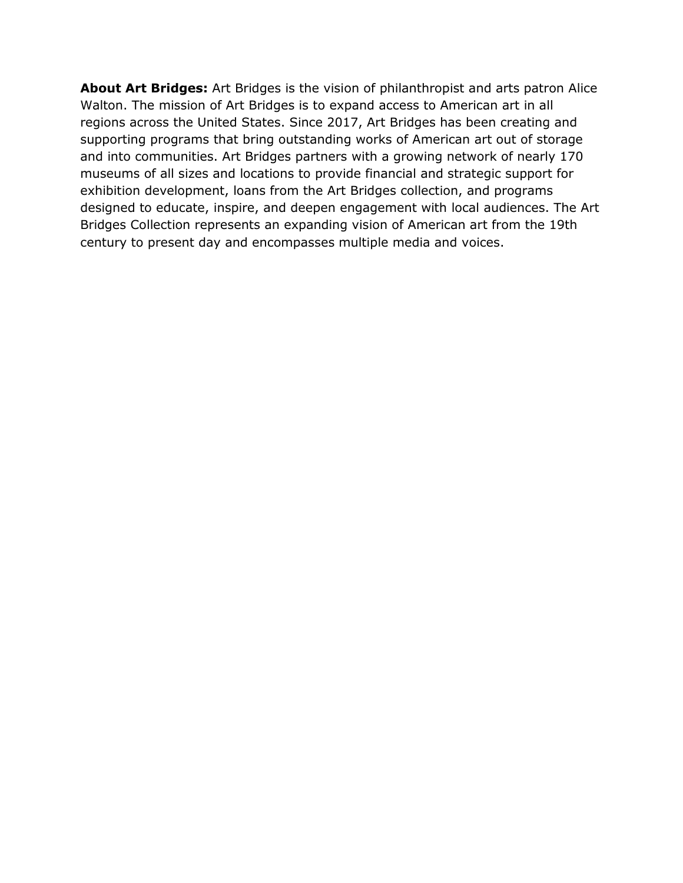**About Art Bridges:** Art Bridges is the vision of philanthropist and arts patron Alice Walton. The mission of Art Bridges is to expand access to American art in all regions across the United States. Since 2017, Art Bridges has been creating and supporting programs that bring outstanding works of American art out of storage and into communities. Art Bridges partners with a growing network of nearly 170 museums of all sizes and locations to provide financial and strategic support for exhibition development, loans from the Art Bridges collection, and programs designed to educate, inspire, and deepen engagement with local audiences. The Art Bridges Collection represents an expanding vision of American art from the 19th century to present day and encompasses multiple media and voices.